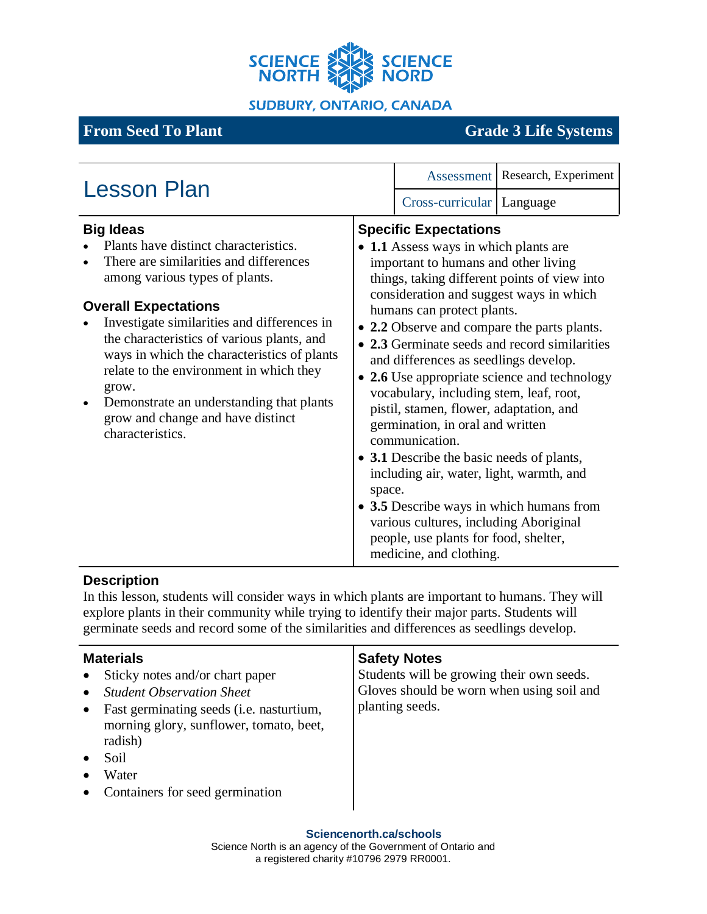SCIENCE NORTH SCIENCE NORD

SUDBURY, ONTARIO, CANADA

# From Seed To Plant — Grade 3 Life Systems

## Lesson Plan

| Assessment | Research, Experiment |
|---|---|
| Cross-curricular | Language |

### Big Ideas

- Plants have distinct characteristics.
- There are similarities and differences among various types of plants.

### Overall Expectations

- Investigate similarities and differences in the characteristics of various plants, and ways in which the characteristics of plants relate to the environment in which they grow.
- Demonstrate an understanding that plants grow and change and have distinct characteristics.

### Specific Expectations

- **1.1** Assess ways in which plants are important to humans and other living things, taking different points of view into consideration and suggest ways in which humans can protect plants.
- **2.2** Observe and compare the parts plants.
- **2.3** Germinate seeds and record similarities and differences as seedlings develop.
- **2.6** Use appropriate science and technology vocabulary, including stem, leaf, root, pistil, stamen, flower, adaptation, and germination, in oral and written communication.
- **3.1** Describe the basic needs of plants, including air, water, light, warmth, and space.
- **3.5** Describe ways in which humans from various cultures, including Aboriginal people, use plants for food, shelter, medicine, and clothing.

### Description

In this lesson, students will consider ways in which plants are important to humans. They will explore plants in their community while trying to identify their major parts. Students will germinate seeds and record some of the similarities and differences as seedlings develop.

### Materials

- Sticky notes and/or chart paper
- *Student Observation Sheet*
- Fast germinating seeds (i.e. nasturtium, morning glory, sunflower, tomato, beet, radish)
- Soil
- Water
- Containers for seed germination

### Safety Notes

Students will be growing their own seeds. Gloves should be worn when using soil and planting seeds.

**Sciencenorth.ca/schools**

Science North is an agency of the Government of Ontario and a registered charity #10796 2979 RR0001.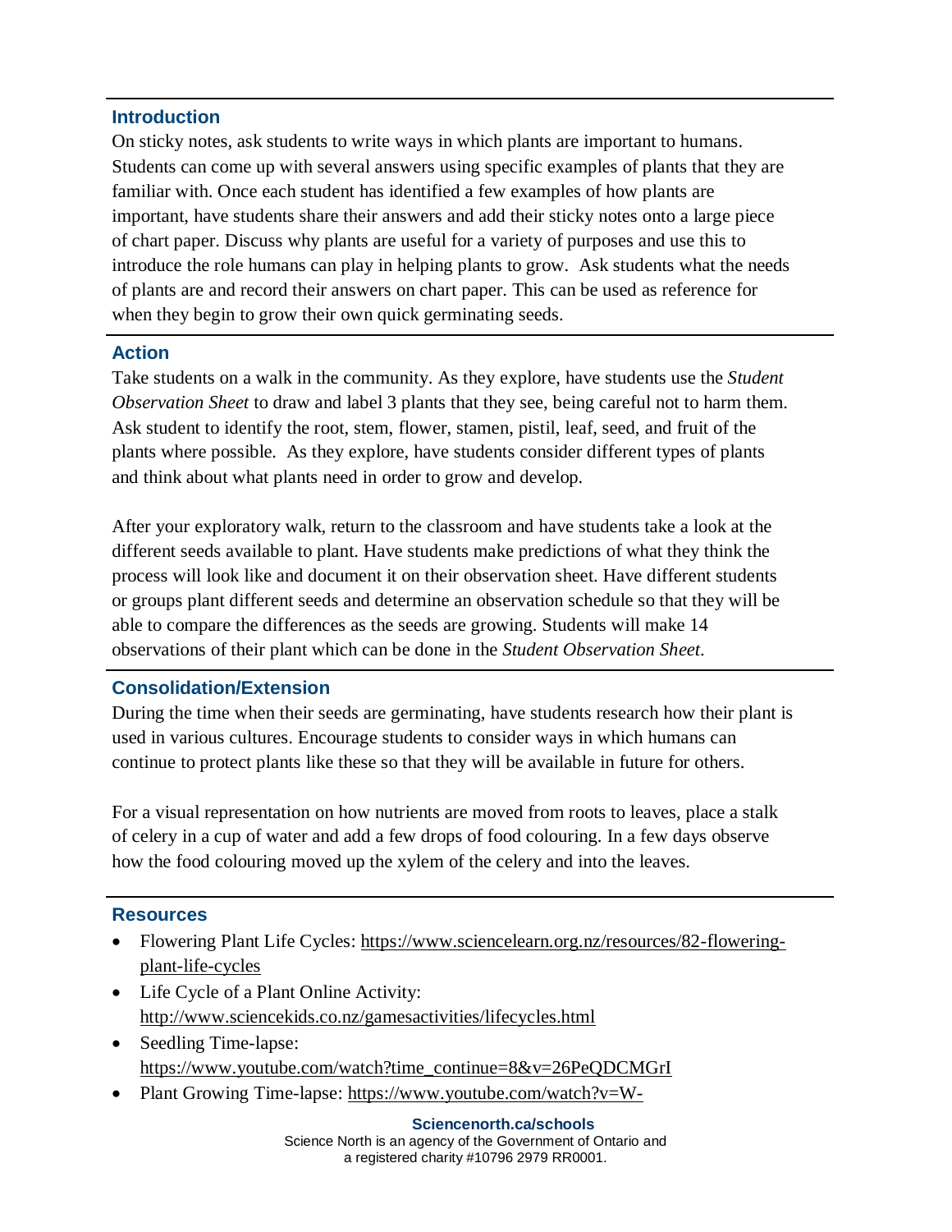## Introduction

On sticky notes, ask students to write ways in which plants are important to humans. Students can come up with several answers using specific examples of plants that they are familiar with. Once each student has identified a few examples of how plants are important, have students share their answers and add their sticky notes onto a large piece of chart paper. Discuss why plants are useful for a variety of purposes and use this to introduce the role humans can play in helping plants to grow. Ask students what the needs of plants are and record their answers on chart paper. This can be used as reference for when they begin to grow their own quick germinating seeds.

## Action

Take students on a walk in the community. As they explore, have students use the *Student Observation Sheet* to draw and label 3 plants that they see, being careful not to harm them. Ask student to identify the root, stem, flower, stamen, pistil, leaf, seed, and fruit of the plants where possible. As they explore, have students consider different types of plants and think about what plants need in order to grow and develop.

After your exploratory walk, return to the classroom and have students take a look at the different seeds available to plant. Have students make predictions of what they think the process will look like and document it on their observation sheet. Have different students or groups plant different seeds and determine an observation schedule so that they will be able to compare the differences as the seeds are growing. Students will make 14 observations of their plant which can be done in the *Student Observation Sheet*.

## Consolidation/Extension

During the time when their seeds are germinating, have students research how their plant is used in various cultures. Encourage students to consider ways in which humans can continue to protect plants like these so that they will be available in future for others.

For a visual representation on how nutrients are moved from roots to leaves, place a stalk of celery in a cup of water and add a few drops of food colouring. In a few days observe how the food colouring moved up the xylem of the celery and into the leaves.

## Resources

- Flowering Plant Life Cycles: https://www.sciencelearn.org.nz/resources/82-flowering-plant-life-cycles
- Life Cycle of a Plant Online Activity: http://www.sciencekids.co.nz/gamesactivities/lifecycles.html
- Seedling Time-lapse: https://www.youtube.com/watch?time_continue=8&v=26PeQDCMGrI
- Plant Growing Time-lapse: https://www.youtube.com/watch?v=W-